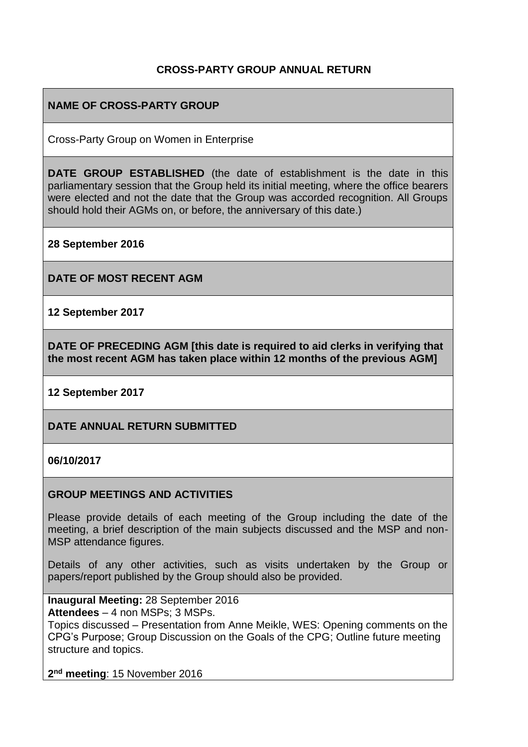# CROSS-PARTY GROUP ANNUAL RETURN

**NAME OF CROSS-PARTY GROUP**

Cross-Party Group on Women in Enterprise

**DATE GROUP ESTABLISHED** (the date of establishment is the date in this parliamentary session that the Group held its initial meeting, where the office bearers were elected and not the date that the Group was accorded recognition. All Groups should hold their AGMs on, or before, the anniversary of this date.)

**28 September 2016**

**DATE OF MOST RECENT AGM**

**12 September 2017**

**DATE OF PRECEDING AGM [this date is required to aid clerks in verifying that the most recent AGM has taken place within 12 months of the previous AGM]**

**12 September 2017**

**DATE ANNUAL RETURN SUBMITTED**

**06/10/2017**

**GROUP MEETINGS AND ACTIVITIES**

Please provide details of each meeting of the Group including the date of the meeting, a brief description of the main subjects discussed and the MSP and non-MSP attendance figures.

Details of any other activities, such as visits undertaken by the Group or papers/report published by the Group should also be provided.

**Inaugural Meeting:** 28 September 2016
**Attendees** – 4 non MSPs; 3 MSPs.
Topics discussed – Presentation from Anne Meikle, WES: Opening comments on the CPG's Purpose; Group Discussion on the Goals of the CPG; Outline future meeting structure and topics.

**2nd meeting**: 15 November 2016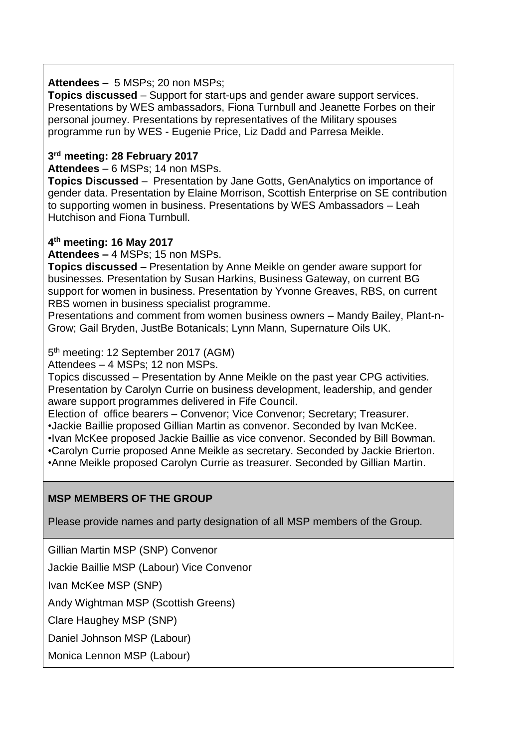**Attendees** – 5 MSPs; 20 non MSPs;

**Topics discussed** – Support for start-ups and gender aware support services. Presentations by WES ambassadors, Fiona Turnbull and Jeanette Forbes on their personal journey. Presentations by representatives of the Military spouses programme run by WES - Eugenie Price, Liz Dadd and Parresa Meikle.

**3rd meeting: 28 February 2017**

**Attendees** – 6 MSPs; 14 non MSPs.

**Topics Discussed** – Presentation by Jane Gotts, GenAnalytics on importance of gender data. Presentation by Elaine Morrison, Scottish Enterprise on SE contribution to supporting women in business. Presentations by WES Ambassadors – Leah Hutchison and Fiona Turnbull.

**4th meeting: 16 May 2017**

**Attendees –** 4 MSPs; 15 non MSPs.

**Topics discussed** – Presentation by Anne Meikle on gender aware support for businesses. Presentation by Susan Harkins, Business Gateway, on current BG support for women in business. Presentation by Yvonne Greaves, RBS, on current RBS women in business specialist programme.

Presentations and comment from women business owners – Mandy Bailey, Plant-n-Grow; Gail Bryden, JustBe Botanicals; Lynn Mann, Supernature Oils UK.

5th meeting: 12 September 2017 (AGM)

Attendees – 4 MSPs; 12 non MSPs.

Topics discussed – Presentation by Anne Meikle on the past year CPG activities. Presentation by Carolyn Currie on business development, leadership, and gender aware support programmes delivered in Fife Council.

Election of office bearers – Convenor; Vice Convenor; Secretary; Treasurer.

- Jackie Baillie proposed Gillian Martin as convenor. Seconded by Ivan McKee.
- Ivan McKee proposed Jackie Baillie as vice convenor. Seconded by Bill Bowman.
- Carolyn Currie proposed Anne Meikle as secretary. Seconded by Jackie Brierton.
- Anne Meikle proposed Carolyn Currie as treasurer. Seconded by Gillian Martin.

**MSP MEMBERS OF THE GROUP**

Please provide names and party designation of all MSP members of the Group.

Gillian Martin MSP (SNP) Convenor

Jackie Baillie MSP (Labour) Vice Convenor

Ivan McKee MSP (SNP)

Andy Wightman MSP (Scottish Greens)

Clare Haughey MSP (SNP)

Daniel Johnson MSP (Labour)

Monica Lennon MSP (Labour)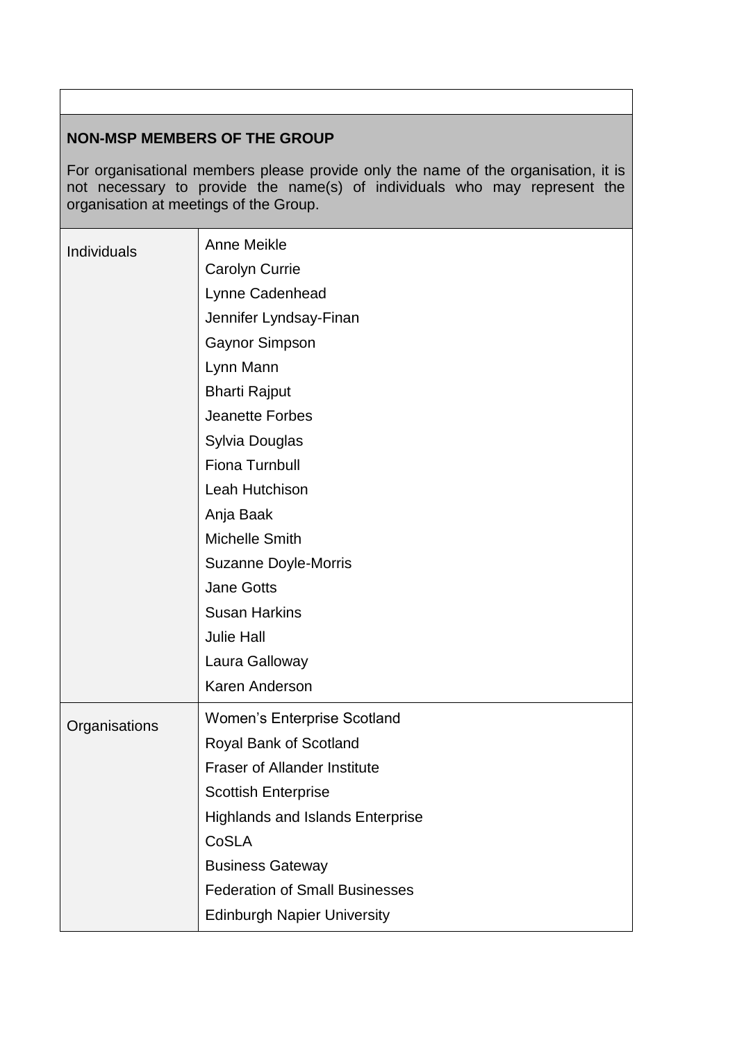| | |
|---|---|
| **NON-MSP MEMBERS OF THE GROUP**<br><br>For organisational members please provide only the name of the organisation, it is not necessary to provide the name(s) of individuals who may represent the organisation at meetings of the Group. | |
| Individuals | Anne Meikle<br>Carolyn Currie<br>Lynne Cadenhead<br>Jennifer Lyndsay-Finan<br>Gaynor Simpson<br>Lynn Mann<br>Bharti Rajput<br>Jeanette Forbes<br>Sylvia Douglas<br>Fiona Turnbull<br>Leah Hutchison<br>Anja Baak<br>Michelle Smith<br>Suzanne Doyle-Morris<br>Jane Gotts<br>Susan Harkins<br>Julie Hall<br>Laura Galloway<br>Karen Anderson |
| Organisations | Women's Enterprise Scotland<br>Royal Bank of Scotland<br>Fraser of Allander Institute<br>Scottish Enterprise<br>Highlands and Islands Enterprise<br>CoSLA<br>Business Gateway<br>Federation of Small Businesses<br>Edinburgh Napier University |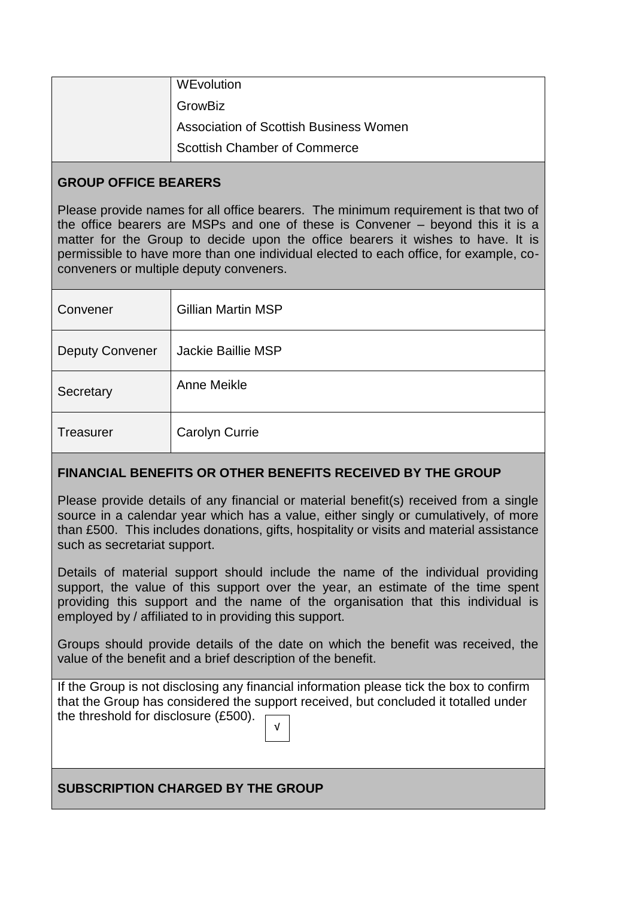| | |
|---|---|
| | WEvolution<br>GrowBiz<br>Association of Scottish Business Women<br>Scottish Chamber of Commerce |

**GROUP OFFICE BEARERS**

Please provide names for all office bearers. The minimum requirement is that two of the office bearers are MSPs and one of these is Convener – beyond this it is a matter for the Group to decide upon the office bearers it wishes to have. It is permissible to have more than one individual elected to each office, for example, co-conveners or multiple deputy conveners.

| | |
|---|---|
| Convener | Gillian Martin MSP |
| Deputy Convener | Jackie Baillie MSP |
| Secretary | Anne Meikle |
| Treasurer | Carolyn Currie |

**FINANCIAL BENEFITS OR OTHER BENEFITS RECEIVED BY THE GROUP**

Please provide details of any financial or material benefit(s) received from a single source in a calendar year which has a value, either singly or cumulatively, of more than £500. This includes donations, gifts, hospitality or visits and material assistance such as secretariat support.

Details of material support should include the name of the individual providing support, the value of this support over the year, an estimate of the time spent providing this support and the name of the organisation that this individual is employed by / affiliated to in providing this support.

Groups should provide details of the date on which the benefit was received, the value of the benefit and a brief description of the benefit.

If the Group is not disclosing any financial information please tick the box to confirm that the Group has considered the support received, but concluded it totalled under the threshold for disclosure (£500). √

**SUBSCRIPTION CHARGED BY THE GROUP**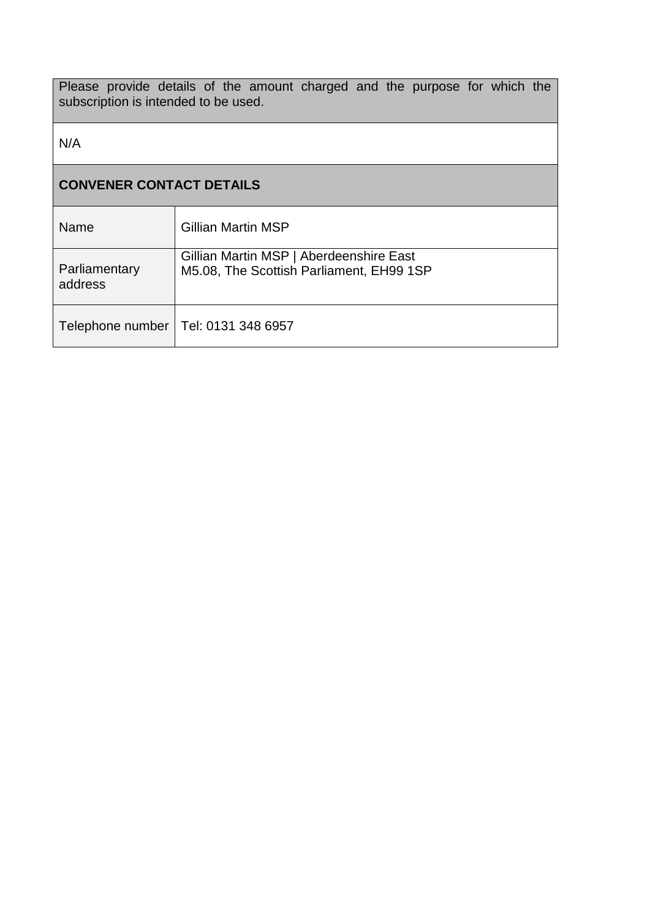| | |
|---|---|
| Please provide details of the amount charged and the purpose for which the subscription is intended to be used. | |
| N/A | |
| **CONVENER CONTACT DETAILS** | |
| Name | Gillian Martin MSP |
| Parliamentary address | Gillian Martin MSP \| Aberdeenshire East<br>M5.08, The Scottish Parliament, EH99 1SP |
| Telephone number | Tel: 0131 348 6957 |